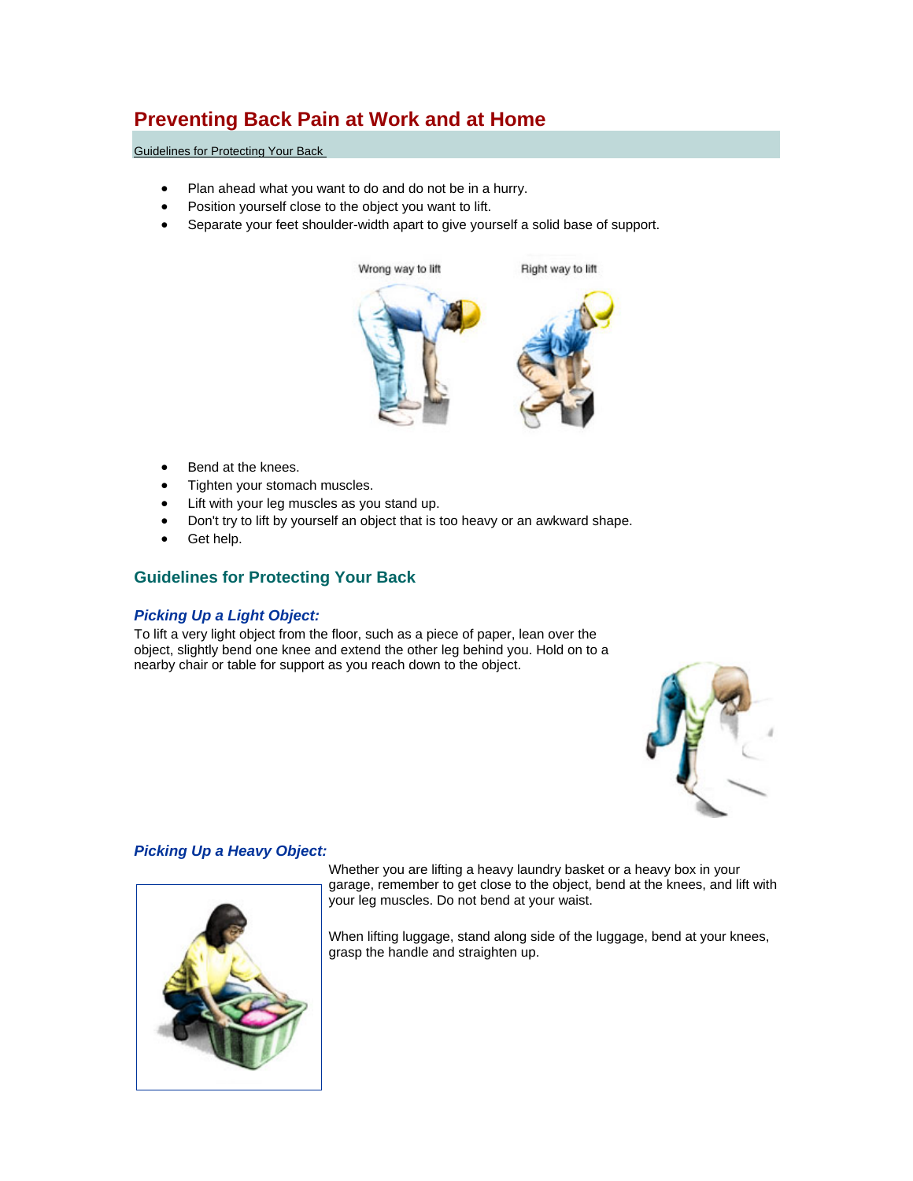# Preventing Back Pain at Work and at Home

Guidelines for Protecting Your Back

- Plan ahead what you want to do and do not be in a hurry.
- Position yourself close to the object you want to lift.
- Separate your feet shoulder-width apart to give yourself a solid base of support.

Wrong way to lift    Right way to lift

- Bend at the knees.
- Tighten your stomach muscles.
- Lift with your leg muscles as you stand up.
- Don't try to lift by yourself an object that is too heavy or an awkward shape.
- Get help.

## Guidelines for Protecting Your Back

### *Picking Up a Light Object:*

To lift a very light object from the floor, such as a piece of paper, lean over the object, slightly bend one knee and extend the other leg behind you. Hold on to a nearby chair or table for support as you reach down to the object.

### *Picking Up a Heavy Object:*

Whether you are lifting a heavy laundry basket or a heavy box in your garage, remember to get close to the object, bend at the knees, and lift with your leg muscles. Do not bend at your waist.

When lifting luggage, stand along side of the luggage, bend at your knees, grasp the handle and straighten up.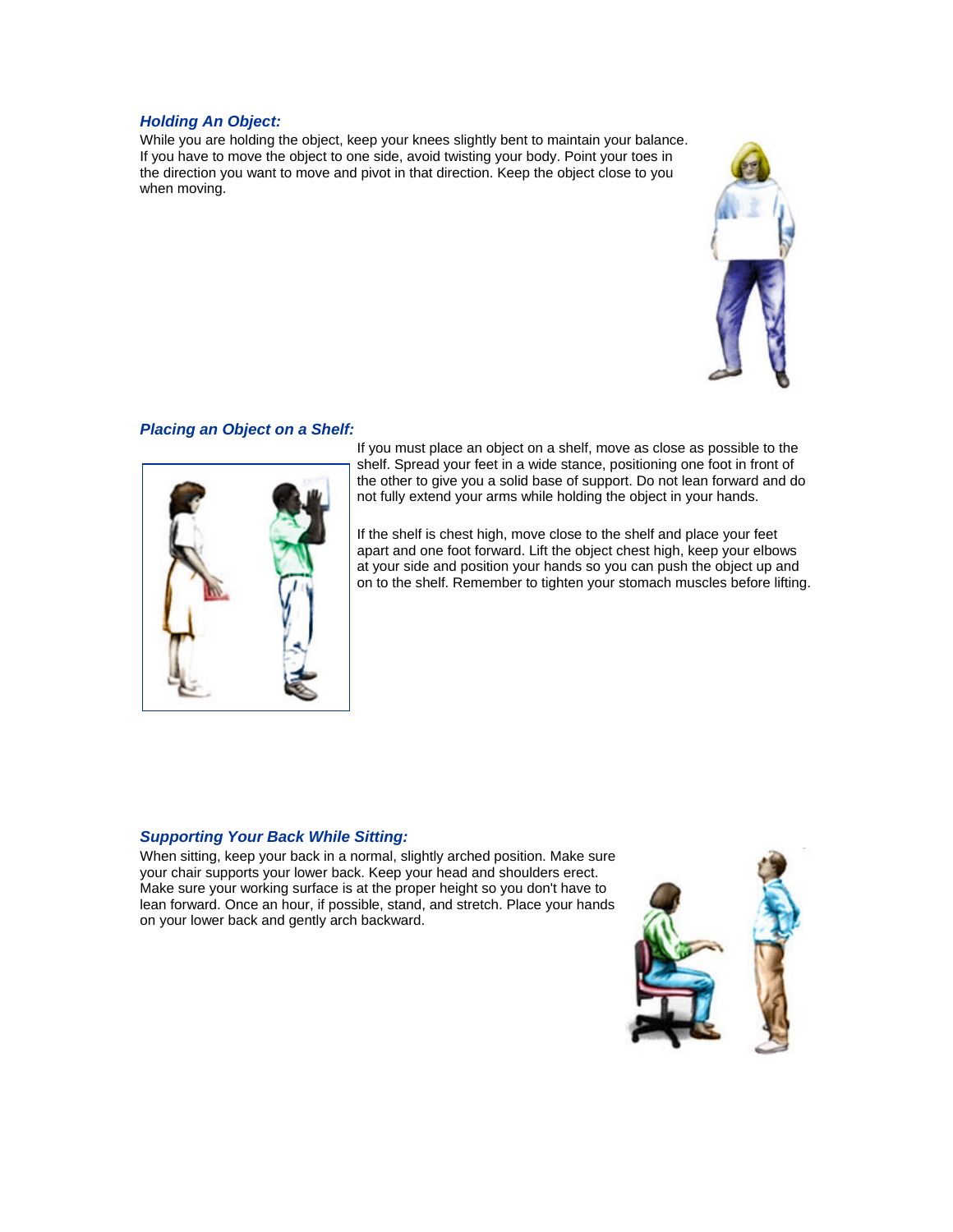### *Holding An Object:*

While you are holding the object, keep your knees slightly bent to maintain your balance. If you have to move the object to one side, avoid twisting your body. Point your toes in the direction you want to move and pivot in that direction. Keep the object close to you when moving.

### *Placing an Object on a Shelf:*

If you must place an object on a shelf, move as close as possible to the shelf. Spread your feet in a wide stance, positioning one foot in front of the other to give you a solid base of support. Do not lean forward and do not fully extend your arms while holding the object in your hands.

If the shelf is chest high, move close to the shelf and place your feet apart and one foot forward. Lift the object chest high, keep your elbows at your side and position your hands so you can push the object up and on to the shelf. Remember to tighten your stomach muscles before lifting.

### *Supporting Your Back While Sitting:*

When sitting, keep your back in a normal, slightly arched position. Make sure your chair supports your lower back. Keep your head and shoulders erect. Make sure your working surface is at the proper height so you don't have to lean forward. Once an hour, if possible, stand, and stretch. Place your hands on your lower back and gently arch backward.